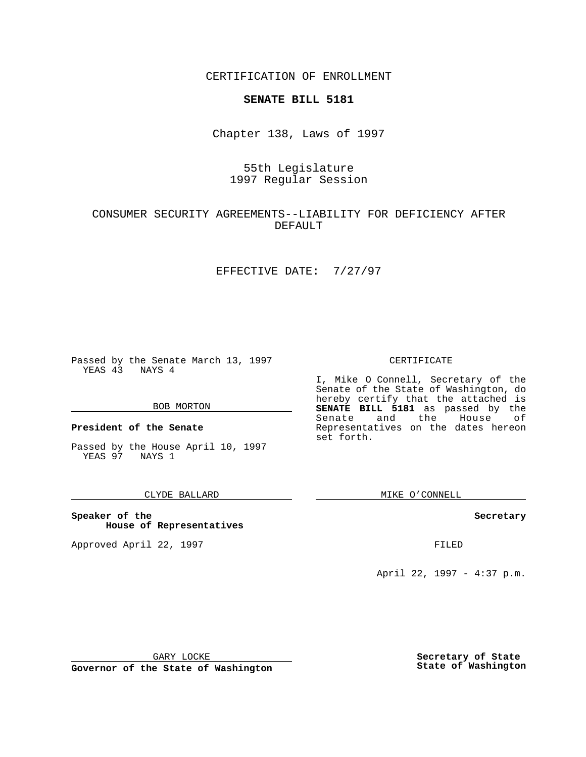CERTIFICATION OF ENROLLMENT

**SENATE BILL 5181**

Chapter 138, Laws of 1997

55th Legislature
1997 Regular Session

CONSUMER SECURITY AGREEMENTS--LIABILITY FOR DEFICIENCY AFTER DEFAULT

EFFECTIVE DATE: 7/27/97

Passed by the Senate March 13, 1997
YEAS 43 NAYS 4

BOB MORTON

**President of the Senate**

Passed by the House April 10, 1997
YEAS 97 NAYS 1

CLYDE BALLARD

**Speaker of the House of Representatives**

Approved April 22, 1997

GARY LOCKE

**Governor of the State of Washington**

CERTIFICATE

I, Mike O Connell, Secretary of the Senate of the State of Washington, do hereby certify that the attached is **SENATE BILL 5181** as passed by the Senate and the House of Representatives on the dates hereon set forth.

MIKE O'CONNELL

**Secretary**

FILED

April 22, 1997 - 4:37 p.m.

**Secretary of State**
**State of Washington**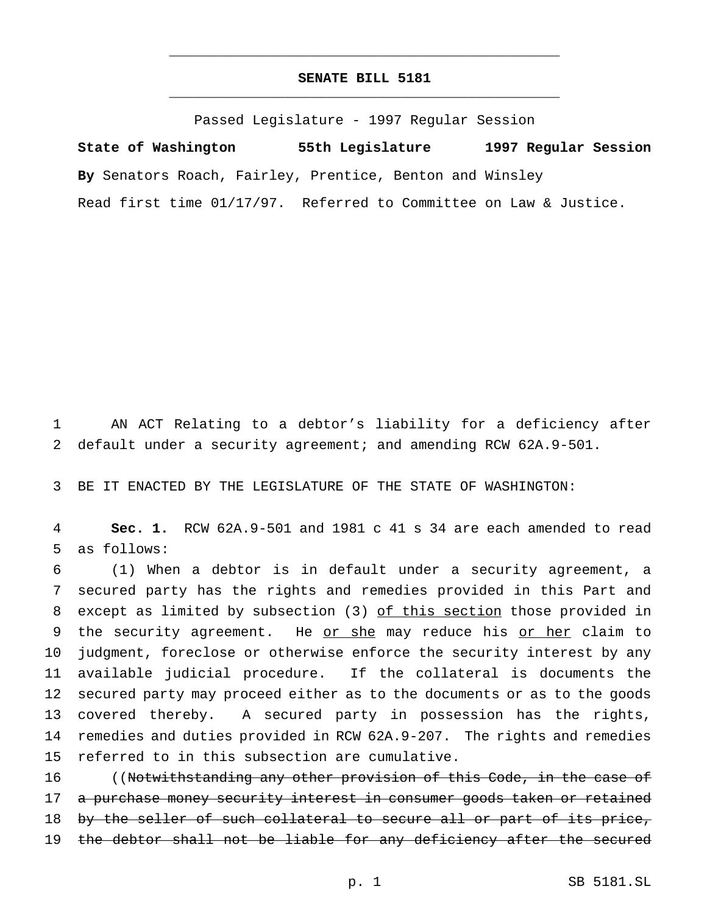# SENATE BILL 5181

Passed Legislature - 1997 Regular Session

**State of Washington 55th Legislature 1997 Regular Session**

**By** Senators Roach, Fairley, Prentice, Benton and Winsley

Read first time 01/17/97. Referred to Committee on Law & Justice.

1 AN ACT Relating to a debtor's liability for a deficiency after
2 default under a security agreement; and amending RCW 62A.9-501.

3 BE IT ENACTED BY THE LEGISLATURE OF THE STATE OF WASHINGTON:

4 **Sec. 1.** RCW 62A.9-501 and 1981 c 41 s 34 are each amended to read
5 as follows:

6 (1) When a debtor is in default under a security agreement, a
7 secured party has the rights and remedies provided in this Part and
8 except as limited by subsection (3) <u>of this section</u> those provided in
9 the security agreement. He <u>or she</u> may reduce his <u>or her</u> claim to
10 judgment, foreclose or otherwise enforce the security interest by any
11 available judicial procedure. If the collateral is documents the
12 secured party may proceed either as to the documents or as to the goods
13 covered thereby. A secured party in possession has the rights,
14 remedies and duties provided in RCW 62A.9-207. The rights and remedies
15 referred to in this subsection are cumulative.

16 ((~~Notwithstanding any other provision of this Code, in the case of~~
17 ~~a purchase money security interest in consumer goods taken or retained~~
18 ~~by the seller of such collateral to secure all or part of its price,~~
19 ~~the debtor shall not be liable for any deficiency after the secured~~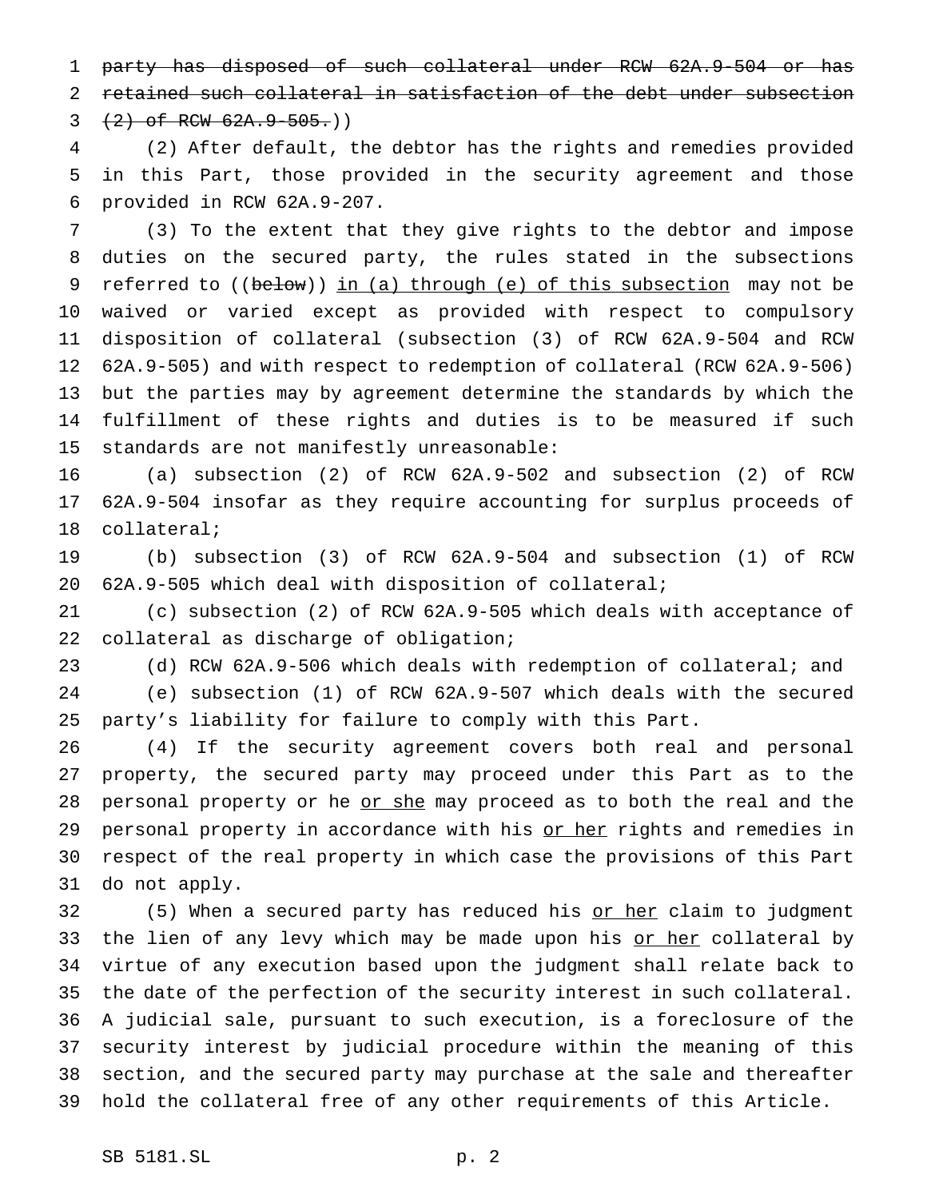~~party has disposed of such collateral under RCW 62A.9-504 or has retained such collateral in satisfaction of the debt under subsection (2) of RCW 62A.9-505.~~))

(2) After default, the debtor has the rights and remedies provided in this Part, those provided in the security agreement and those provided in RCW 62A.9-207.

(3) To the extent that they give rights to the debtor and impose duties on the secured party, the rules stated in the subsections referred to ((~~below~~)) <u>in (a) through (e) of this subsection</u> may not be waived or varied except as provided with respect to compulsory disposition of collateral (subsection (3) of RCW 62A.9-504 and RCW 62A.9-505) and with respect to redemption of collateral (RCW 62A.9-506) but the parties may by agreement determine the standards by which the fulfillment of these rights and duties is to be measured if such standards are not manifestly unreasonable:

(a) subsection (2) of RCW 62A.9-502 and subsection (2) of RCW 62A.9-504 insofar as they require accounting for surplus proceeds of collateral;

(b) subsection (3) of RCW 62A.9-504 and subsection (1) of RCW 62A.9-505 which deal with disposition of collateral;

(c) subsection (2) of RCW 62A.9-505 which deals with acceptance of collateral as discharge of obligation;

(d) RCW 62A.9-506 which deals with redemption of collateral; and

(e) subsection (1) of RCW 62A.9-507 which deals with the secured party's liability for failure to comply with this Part.

(4) If the security agreement covers both real and personal property, the secured party may proceed under this Part as to the personal property or he <u>or she</u> may proceed as to both the real and the personal property in accordance with his <u>or her</u> rights and remedies in respect of the real property in which case the provisions of this Part do not apply.

(5) When a secured party has reduced his <u>or her</u> claim to judgment the lien of any levy which may be made upon his <u>or her</u> collateral by virtue of any execution based upon the judgment shall relate back to the date of the perfection of the security interest in such collateral. A judicial sale, pursuant to such execution, is a foreclosure of the security interest by judicial procedure within the meaning of this section, and the secured party may purchase at the sale and thereafter hold the collateral free of any other requirements of this Article.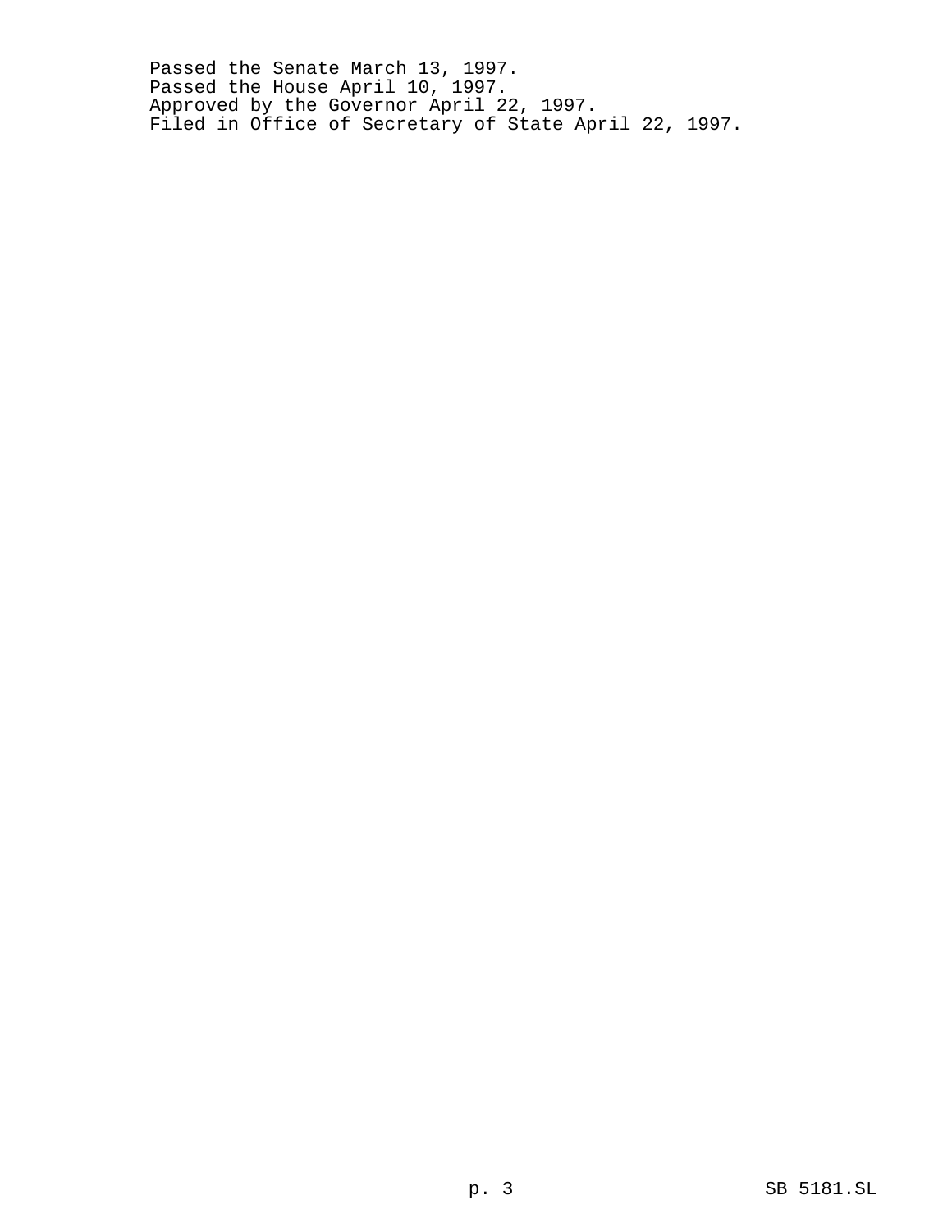Passed the Senate March 13, 1997.
Passed the House April 10, 1997.
Approved by the Governor April 22, 1997.
Filed in Office of Secretary of State April 22, 1997.